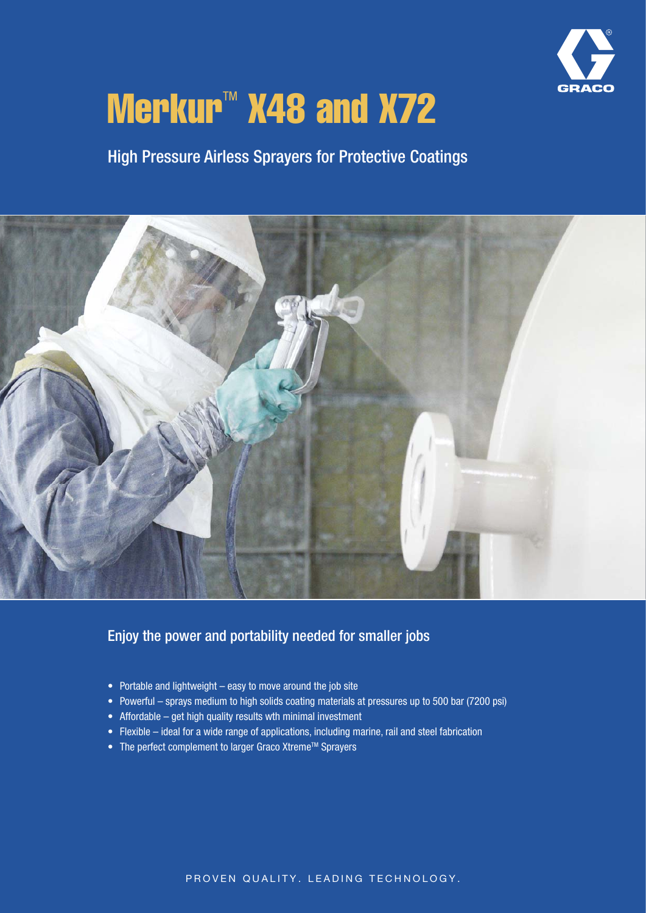# Merkur™ X48 and X72

## High Pressure Airless Sprayers for Protective Coatings

### Enjoy the power and portability needed for smaller jobs

- Portable and lightweight – easy to move around the job site
- Powerful – sprays medium to high solids coating materials at pressures up to 500 bar (7200 psi)
- Affordable – get high quality results wth minimal investment
- Flexible – ideal for a wide range of applications, including marine, rail and steel fabrication
- The perfect complement to larger Graco Xtreme™ Sprayers

PROVEN QUALITY. LEADING TECHNOLOGY.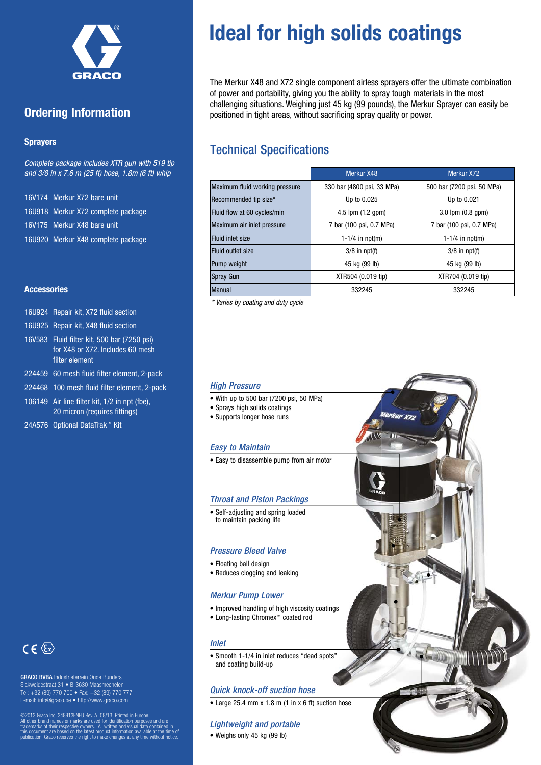## Ordering Information

### Sprayers

*Complete package includes XTR gun with 519 tip and 3/8 in x 7.6 m (25 ft) hose, 1.8m (6 ft) whip*

16V174 Merkur X72 bare unit
16U918 Merkur X72 complete package
16V175 Merkur X48 bare unit
16U920 Merkur X48 complete package

### Accessories

16U924 Repair kit, X72 fluid section
16U925 Repair kit, X48 fluid section
16V583 Fluid filter kit, 500 bar (7250 psi) for X48 or X72. Includes 60 mesh filter element
224459 60 mesh fluid filter element, 2-pack
224468 100 mesh fluid filter element, 2-pack
106149 Air line filter kit, 1/2 in npt (fbe), 20 micron (requires fittings)
24A576 Optional DataTrak™ Kit

**GRACO BVBA** Industrieterrein Oude Bunders
Slakweidestraat 31 • B-3630 Maasmechelen
Tel: +32 (89) 770 700 • Fax: +32 (89) 770 777
E-mail: info@graco.be • http://www.graco.com

©2013 Graco Inc. 348913ENEU Rev. A 08/13 Printed in Europe.
All other brand names or marks are used for identification purposes and are trademarks of their respective owners. All written and visual data contained in this document are based on the latest product information available at the time of publication. Graco reserves the right to make changes at any time without notice.

# Ideal for high solids coatings

The Merkur X48 and X72 single component airless sprayers offer the ultimate combination of power and portability, giving you the ability to spray tough materials in the most challenging situations. Weighing just 45 kg (99 pounds), the Merkur Sprayer can easily be positioned in tight areas, without sacrificing spray quality or power.

## Technical Specifications

| | Merkur X48 | Merkur X72 |
|---|---|---|
| Maximum fluid working pressure | 330 bar (4800 psi, 33 MPa) | 500 bar (7200 psi, 50 MPa) |
| Recommended tip size* | Up to 0.025 | Up to 0.021 |
| Fluid flow at 60 cycles/min | 4.5 lpm (1.2 gpm) | 3.0 lpm (0.8 gpm) |
| Maximum air inlet pressure | 7 bar (100 psi, 0.7 MPa) | 7 bar (100 psi, 0.7 MPa) |
| Fluid inlet size | 1-1/4 in npt(m) | 1-1/4 in npt(m) |
| Fluid outlet size | 3/8 in npt(f) | 3/8 in npt(f) |
| Pump weight | 45 kg (99 lb) | 45 kg (99 lb) |
| Spray Gun | XTR504 (0.019 tip) | XTR704 (0.019 tip) |
| Manual | 332245 | 332245 |

*\* Varies by coating and duty cycle*

### *High Pressure*
- With up to 500 bar (7200 psi, 50 MPa)
- Sprays high solids coatings
- Supports longer hose runs

### *Easy to Maintain*
- Easy to disassemble pump from air motor

### *Throat and Piston Packings*
- Self-adjusting and spring loaded to maintain packing life

### *Pressure Bleed Valve*
- Floating ball design
- Reduces clogging and leaking

### *Merkur Pump Lower*
- Improved handling of high viscosity coatings
- Long-lasting Chromex™ coated rod

### *Inlet*
- Smooth 1-1/4 in inlet reduces "dead spots" and coating build-up

### *Quick knock-off suction hose*
- Large 25.4 mm x 1.8 m (1 in x 6 ft) suction hose

### *Lightweight and portable*
- Weighs only 45 kg (99 lb)